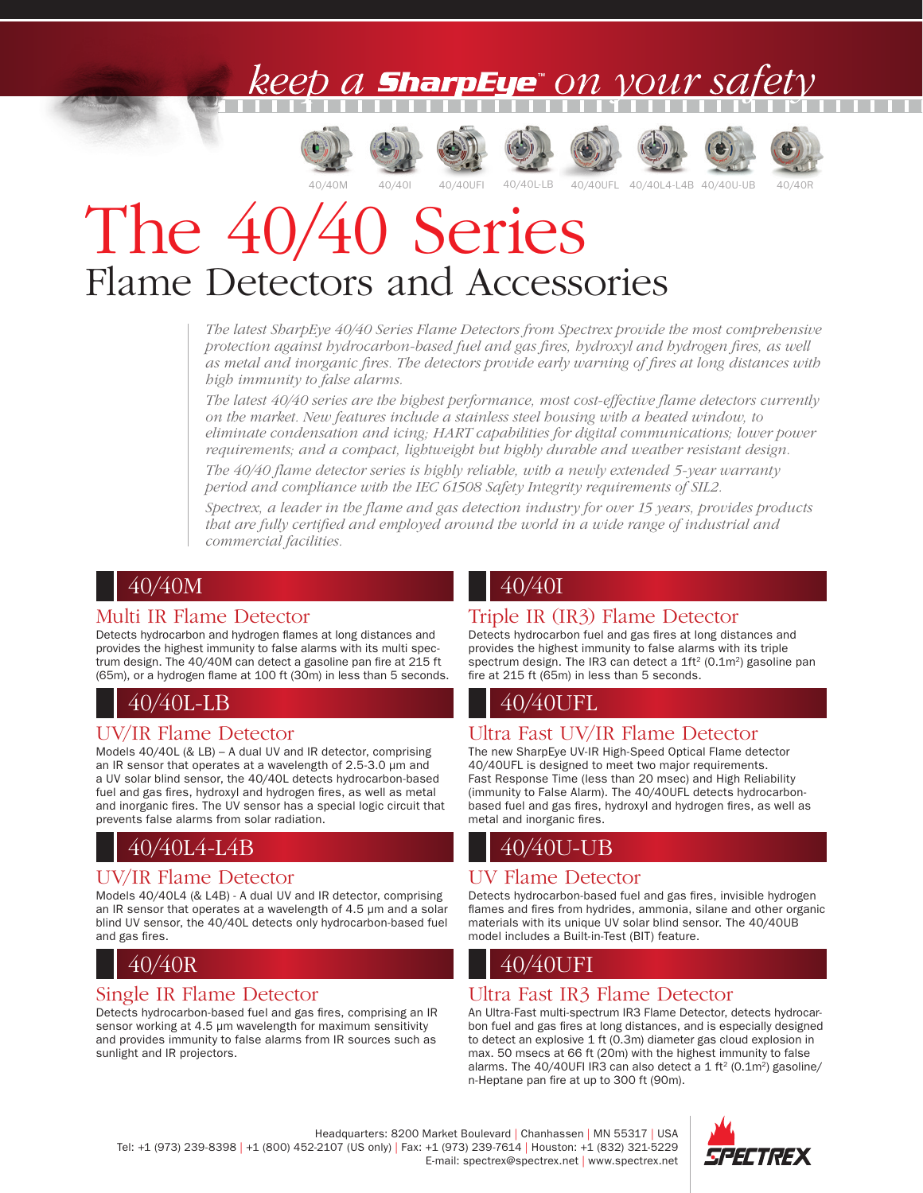*keep a **SharpEye™** on your safety*

40/40M 40/40I 40/40UFI 40/40L-LB 40/40UFL 40/40L4-L4B 40/40U-UB 40/40R

# The 40/40 Series
## Flame Detectors and Accessories

*The latest SharpEye 40/40 Series Flame Detectors from Spectrex provide the most comprehensive protection against hydrocarbon-based fuel and gas fires, hydroxyl and hydrogen fires, as well as metal and inorganic fires. The detectors provide early warning of fires at long distances with high immunity to false alarms.*

*The latest 40/40 series are the highest performance, most cost-effective flame detectors currently on the market. New features include a stainless steel housing with a heated window, to eliminate condensation and icing; HART capabilities for digital communications; lower power requirements; and a compact, lightweight but highly durable and weather resistant design.*

*The 40/40 flame detector series is highly reliable, with a newly extended 5-year warranty period and compliance with the IEC 61508 Safety Integrity requirements of SIL2.*

*Spectrex, a leader in the flame and gas detection industry for over 15 years, provides products that are fully certified and employed around the world in a wide range of industrial and commercial facilities.*

## 40/40M

### Multi IR Flame Detector

Detects hydrocarbon and hydrogen flames at long distances and provides the highest immunity to false alarms with its multi spectrum design. The 40/40M can detect a gasoline pan fire at 215 ft (65m), or a hydrogen flame at 100 ft (30m) in less than 5 seconds.

## 40/40L-LB

### UV/IR Flame Detector

Models 40/40L (& LB) – A dual UV and IR detector, comprising an IR sensor that operates at a wavelength of 2.5-3.0 µm and a UV solar blind sensor, the 40/40L detects hydrocarbon-based fuel and gas fires, hydroxyl and hydrogen fires, as well as metal and inorganic fires. The UV sensor has a special logic circuit that prevents false alarms from solar radiation.

## 40/40L4-L4B

### UV/IR Flame Detector

Models 40/40L4 (& L4B) - A dual UV and IR detector, comprising an IR sensor that operates at a wavelength of 4.5 µm and a solar blind UV sensor, the 40/40L detects only hydrocarbon-based fuel and gas fires.

## 40/40R

### Single IR Flame Detector

Detects hydrocarbon-based fuel and gas fires, comprising an IR sensor working at 4.5 µm wavelength for maximum sensitivity and provides immunity to false alarms from IR sources such as sunlight and IR projectors.

## 40/40I

### Triple IR (IR3) Flame Detector

Detects hydrocarbon fuel and gas fires at long distances and provides the highest immunity to false alarms with its triple spectrum design. The IR3 can detect a 1ft$^2$ (0.1m$^2$) gasoline pan fire at 215 ft (65m) in less than 5 seconds.

## 40/40UFL

### Ultra Fast UV/IR Flame Detector

The new SharpEye UV-IR High-Speed Optical Flame detector 40/40UFL is designed to meet two major requirements. Fast Response Time (less than 20 msec) and High Reliability (immunity to False Alarm). The 40/40UFL detects hydrocarbon-based fuel and gas fires, hydroxyl and hydrogen fires, as well as metal and inorganic fires.

## 40/40U-UB

### UV Flame Detector

Detects hydrocarbon-based fuel and gas fires, invisible hydrogen flames and fires from hydrides, ammonia, silane and other organic materials with its unique UV solar blind sensor. The 40/40UB model includes a Built-in-Test (BIT) feature.

## 40/40UFI

### Ultra Fast IR3 Flame Detector

An Ultra-Fast multi-spectrum IR3 Flame Detector, detects hydrocarbon fuel and gas fires at long distances, and is especially designed to detect an explosive 1 ft (0.3m) diameter gas cloud explosion in max. 50 msecs at 66 ft (20m) with the highest immunity to false alarms. The 40/40UFI IR3 can also detect a 1 ft$^2$ (0.1m$^2$) gasoline/n-Heptane pan fire at up to 300 ft (90m).

Headquarters: 8200 Market Boulevard | Chanhassen | MN 55317 | USA
Tel: +1 (973) 239-8398 | +1 (800) 452-2107 (US only) | Fax: +1 (973) 239-7614 | Houston: +1 (832) 321-5229
E-mail: spectrex@spectrex.net | www.spectrex.net

SPECTREX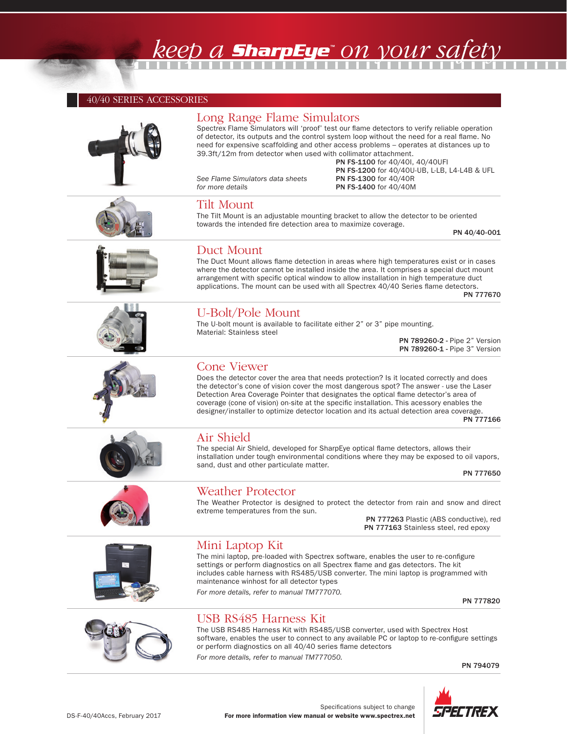# keep a SharpEye™ on your safety

## 40/40 SERIES ACCESSORIES

### Long Range Flame Simulators

Spectrex Flame Simulators will 'proof' test our flame detectors to verify reliable operation of detector, its outputs and the control system loop without the need for a real flame. No need for expensive scaffolding and other access problems – operates at distances up to 39.3ft/12m from detector when used with collimator attachment.

*See Flame Simulators data sheets for more details*

**PN FS-1100** for 40/40I, 40/40UFI
**PN FS-1200** for 40/40U-UB, L-LB, L4-L4B & UFL
**PN FS-1300** for 40/40R
**PN FS-1400** for 40/40M

### Tilt Mount

The Tilt Mount is an adjustable mounting bracket to allow the detector to be oriented towards the intended fire detection area to maximize coverage.

**PN 40/40-001**

### Duct Mount

The Duct Mount allows flame detection in areas where high temperatures exist or in cases where the detector cannot be installed inside the area. It comprises a special duct mount arrangement with specific optical window to allow installation in high temperature duct applications. The mount can be used with all Spectrex 40/40 Series flame detectors.

**PN 777670**

### U-Bolt/Pole Mount

The U-bolt mount is available to facilitate either 2" or 3" pipe mounting.
Material: Stainless steel

**PN 789260-2** - Pipe 2" Version
**PN 789260-1** - Pipe 3" Version

### Cone Viewer

Does the detector cover the area that needs protection? Is it located correctly and does the detector's cone of vision cover the most dangerous spot? The answer - use the Laser Detection Area Coverage Pointer that designates the optical flame detector's area of coverage (cone of vision) on-site at the specific installation. This accessory enables the designer/installer to optimize detector location and its actual detection area coverage.

**PN 777166**

### Air Shield

The special Air Shield, developed for SharpEye optical flame detectors, allows their installation under tough environmental conditions where they may be exposed to oil vapors, sand, dust and other particulate matter.

**PN 777650**

### Weather Protector

The Weather Protector is designed to protect the detector from rain and snow and direct extreme temperatures from the sun.

**PN 777263** Plastic (ABS conductive), red
**PN 777163** Stainless steel, red epoxy

### Mini Laptop Kit

The mini laptop, pre-loaded with Spectrex software, enables the user to re-configure settings or perform diagnostics on all Spectrex flame and gas detectors. The kit includes cable harness with RS485/USB converter. The mini laptop is programmed with maintenance winhost for all detector types

*For more details, refer to manual TM777070.*

**PN 777820**

### USB RS485 Harness Kit

The USB RS485 Harness Kit with RS485/USB converter, used with Spectrex Host software, enables the user to connect to any available PC or laptop to re-configure settings or perform diagnostics on all 40/40 series flame detectors

*For more details, refer to manual TM777050.*

**PN 794079**

DS-F-40/40Accs, February 2017

Specifications subject to change
**For more information view manual or website www.spectrex.net**

SPECTREX